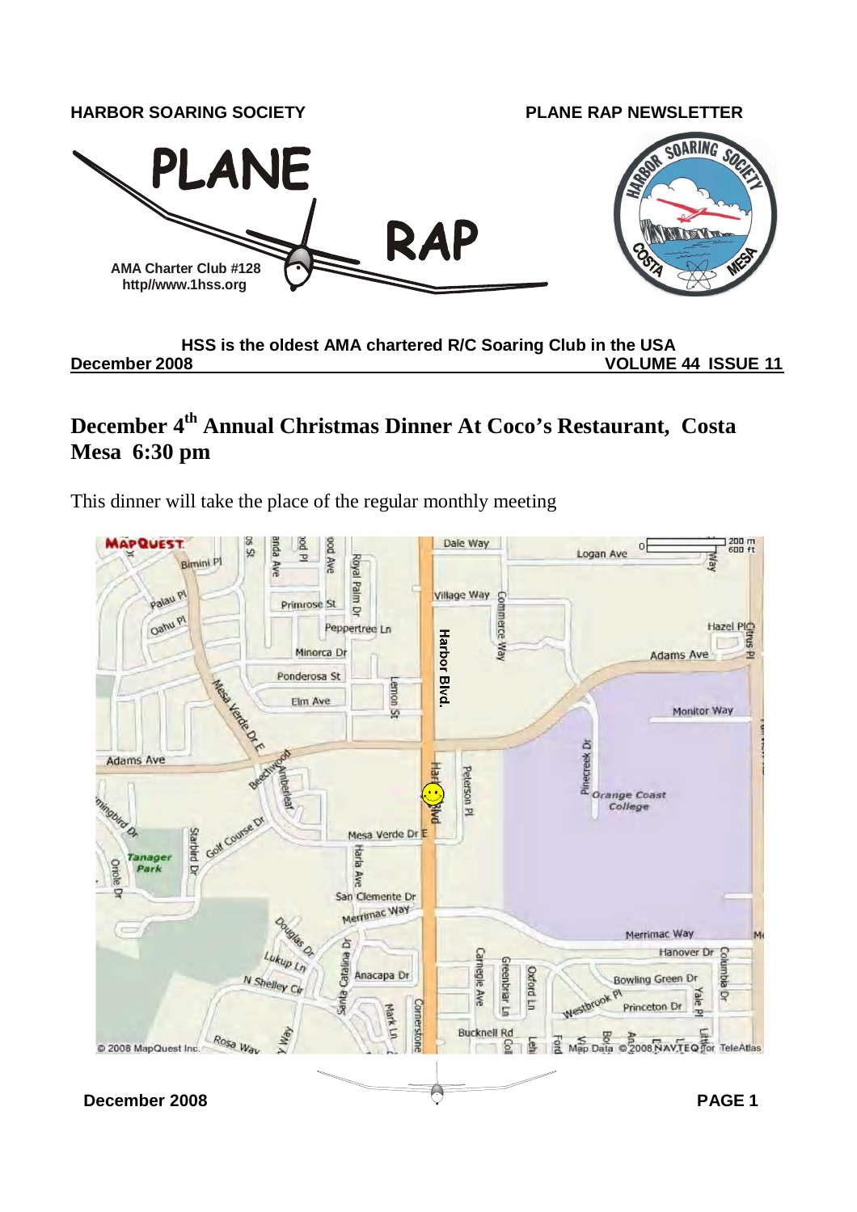**HARBOR SORING SOCIETY** **PLANE RAP NEWSLETTER**

# PLANE RAP

**AMA Charter Club #128**
**http//www.1hss.org**

**HSS is the oldest AMA chartered R/C Soaring Club in the USA**

**December 2008** **VOLUME 44 ISSUE 11**

## December 4th Annual Christmas Dinner At Coco's Restaurant, Costa Mesa 6:30 pm

This dinner will take the place of the regular monthly meeting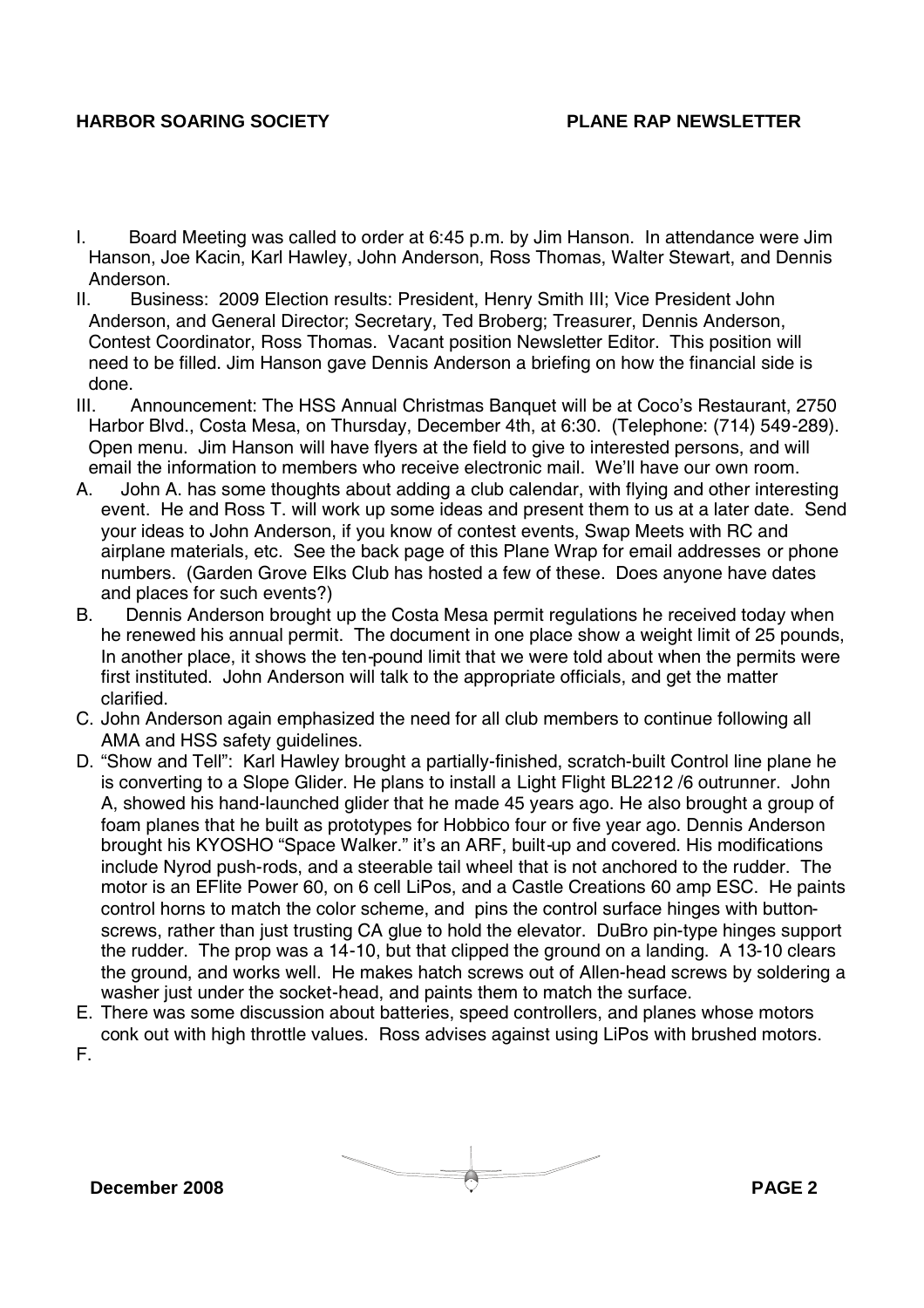I. Board Meeting was called to order at 6:45 p.m. by Jim Hanson. In attendance were Jim Hanson, Joe Kacin, Karl Hawley, John Anderson, Ross Thomas, Walter Stewart, and Dennis Anderson.

II. Business: 2009 Election results: President, Henry Smith III; Vice President John Anderson, and General Director; Secretary, Ted Broberg; Treasurer, Dennis Anderson, Contest Coordinator, Ross Thomas. Vacant position Newsletter Editor. This position will need to be filled. Jim Hanson gave Dennis Anderson a briefing on how the financial side is done.

III. Announcement: The HSS Annual Christmas Banquet will be at Coco's Restaurant, 2750 Harbor Blvd., Costa Mesa, on Thursday, December 4th, at 6:30. (Telephone: (714) 549-289). Open menu. Jim Hanson will have flyers at the field to give to interested persons, and will email the information to members who receive electronic mail. We'll have our own room.

A. John A. has some thoughts about adding a club calendar, with flying and other interesting event. He and Ross T. will work up some ideas and present them to us at a later date. Send your ideas to John Anderson, if you know of contest events, Swap Meets with RC and airplane materials, etc. See the back page of this Plane Wrap for email addresses or phone numbers. (Garden Grove Elks Club has hosted a few of these. Does anyone have dates and places for such events?)

B. Dennis Anderson brought up the Costa Mesa permit regulations he received today when he renewed his annual permit. The document in one place show a weight limit of 25 pounds, In another place, it shows the ten-pound limit that we were told about when the permits were first instituted. John Anderson will talk to the appropriate officials, and get the matter clarified.

C. John Anderson again emphasized the need for all club members to continue following all AMA and HSS safety guidelines.

D. "Show and Tell": Karl Hawley brought a partially-finished, scratch-built Control line plane he is converting to a Slope Glider. He plans to install a Light Flight BL2212 /6 outrunner. John A, showed his hand-launched glider that he made 45 years ago. He also brought a group of foam planes that he built as prototypes for Hobbico four or five year ago. Dennis Anderson brought his KYOSHO "Space Walker." it's an ARF, built-up and covered. His modifications include Nyrod push-rods, and a steerable tail wheel that is not anchored to the rudder. The motor is an EFlite Power 60, on 6 cell LiPos, and a Castle Creations 60 amp ESC. He paints control horns to match the color scheme, and pins the control surface hinges with button-screws, rather than just trusting CA glue to hold the elevator. DuBro pin-type hinges support the rudder. The prop was a 14-10, but that clipped the ground on a landing. A 13-10 clears the ground, and works well. He makes hatch screws out of Allen-head screws by soldering a washer just under the socket-head, and paints them to match the surface.

E. There was some discussion about batteries, speed controllers, and planes whose motors conk out with high throttle values. Ross advises against using LiPos with brushed motors.

F.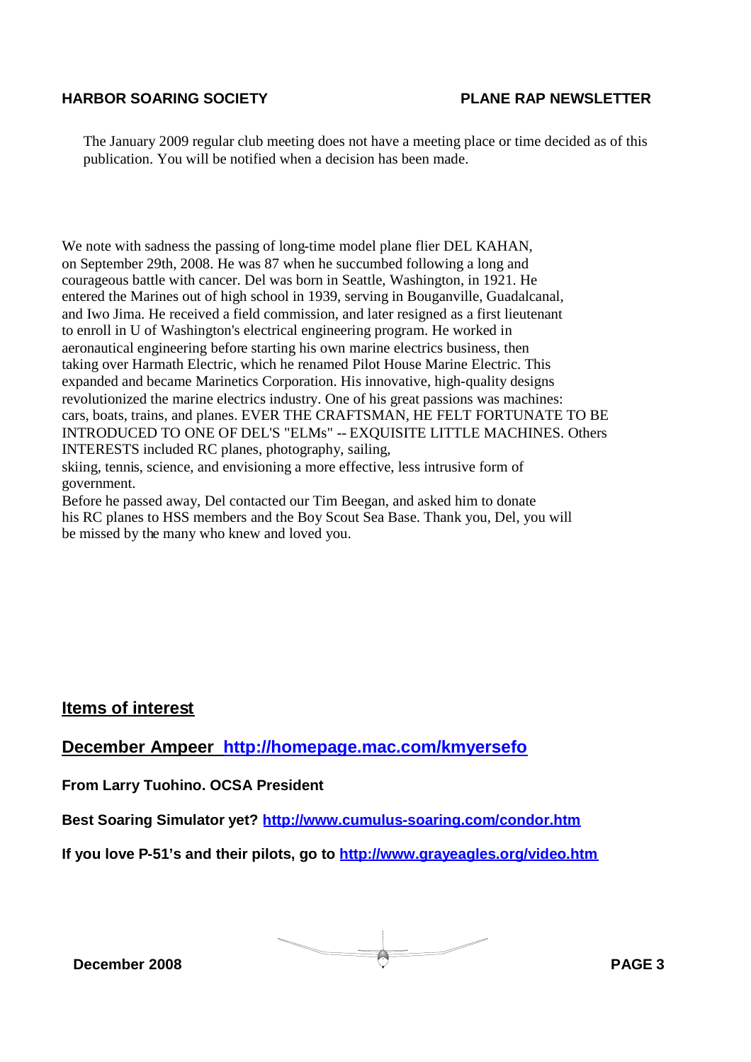The January 2009 regular club meeting does not have a meeting place or time decided as of this publication. You will be notified when a decision has been made.

We note with sadness the passing of long-time model plane flier DEL KAHAN, on September 29th, 2008. He was 87 when he succumbed following a long and courageous battle with cancer. Del was born in Seattle, Washington, in 1921. He entered the Marines out of high school in 1939, serving in Bouganville, Guadalcanal, and Iwo Jima. He received a field commission, and later resigned as a first lieutenant to enroll in U of Washington's electrical engineering program. He worked in aeronautical engineering before starting his own marine electrics business, then taking over Harmath Electric, which he renamed Pilot House Marine Electric. This expanded and became Marinetics Corporation. His innovative, high-quality designs revolutionized the marine electrics industry. One of his great passions was machines: cars, boats, trains, and planes. EVER THE CRAFTSMAN, HE FELT FORTUNATE TO BE INTRODUCED TO ONE OF DEL'S "ELMs" -- EXQUISITE LITTLE MACHINES. Others INTERESTS included RC planes, photography, sailing, skiing, tennis, science, and envisioning a more effective, less intrusive form of government.

Before he passed away, Del contacted our Tim Beegan, and asked him to donate his RC planes to HSS members and the Boy Scout Sea Base. Thank you, Del, you will be missed by the many who knew and loved you.

## Items of interest

### December Ampeer http://homepage.mac.com/kmyersefo

**From Larry Tuohino. OCSA President**

**Best Soaring Simulator yet? http://www.cumulus-soaring.com/condor.htm**

**If you love P-51's and their pilots, go to http://www.grayeagles.org/video.htm**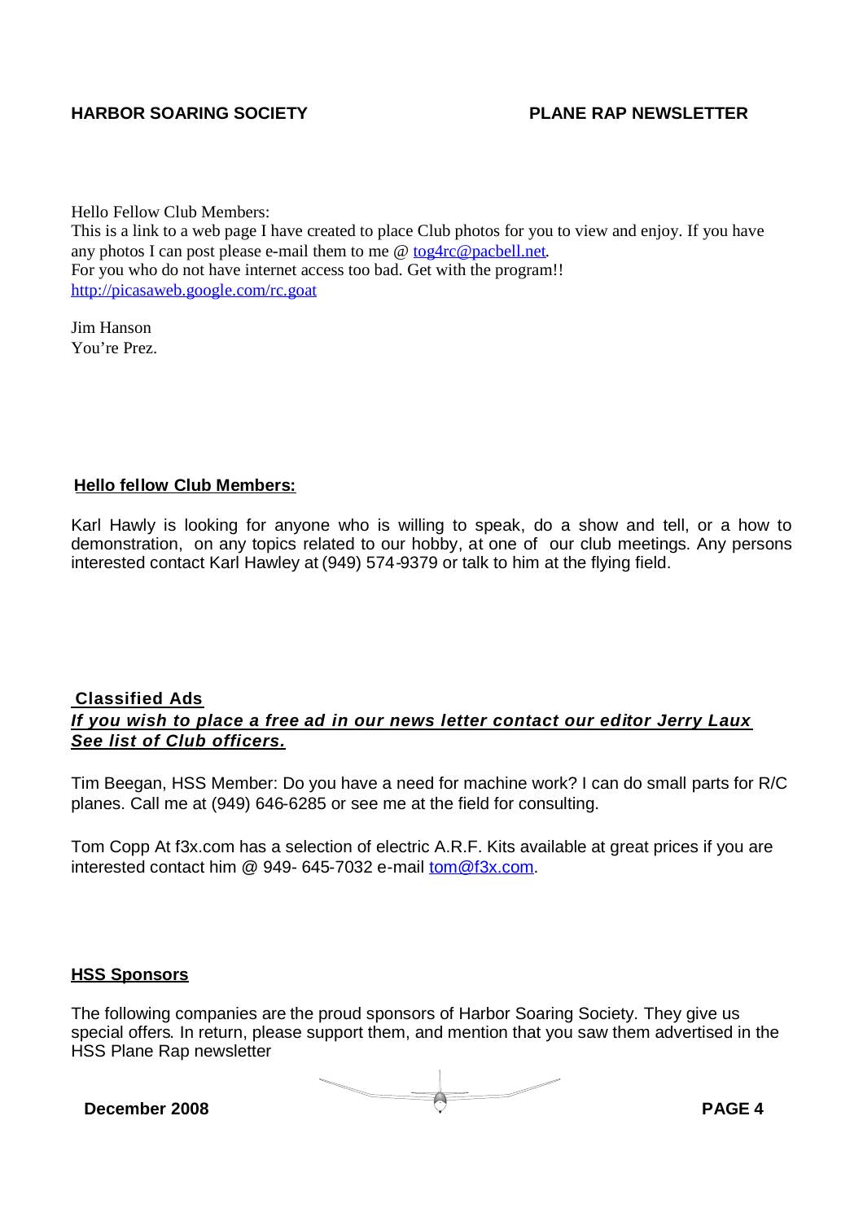Hello Fellow Club Members:
This is a link to a web page I have created to place Club photos for you to view and enjoy. If you have any photos I can post please e-mail them to me @ tog4rc@pacbell.net.
For you who do not have internet access too bad. Get with the program!!
http://picasaweb.google.com/rc.goat

Jim Hanson
You're Prez.

## **Hello fellow Club Members:**

Karl Hawly is looking for anyone who is willing to speak, do a show and tell, or a how to demonstration, on any topics related to our hobby, at one of our club meetings. Any persons interested contact Karl Hawley at (949) 574-9379 or talk to him at the flying field.

## **Classified Ads**

***If you wish to place a free ad in our news letter contact our editor Jerry Laux See list of Club officers.***

Tim Beegan, HSS Member: Do you have a need for machine work? I can do small parts for R/C planes. Call me at (949) 646-6285 or see me at the field for consulting.

Tom Copp At f3x.com has a selection of electric A.R.F. Kits available at great prices if you are interested contact him @ 949- 645-7032 e-mail tom@f3x.com.

## **HSS Sponsors**

The following companies are the proud sponsors of Harbor Soaring Society. They give us special offers. In return, please support them, and mention that you saw them advertised in the HSS Plane Rap newsletter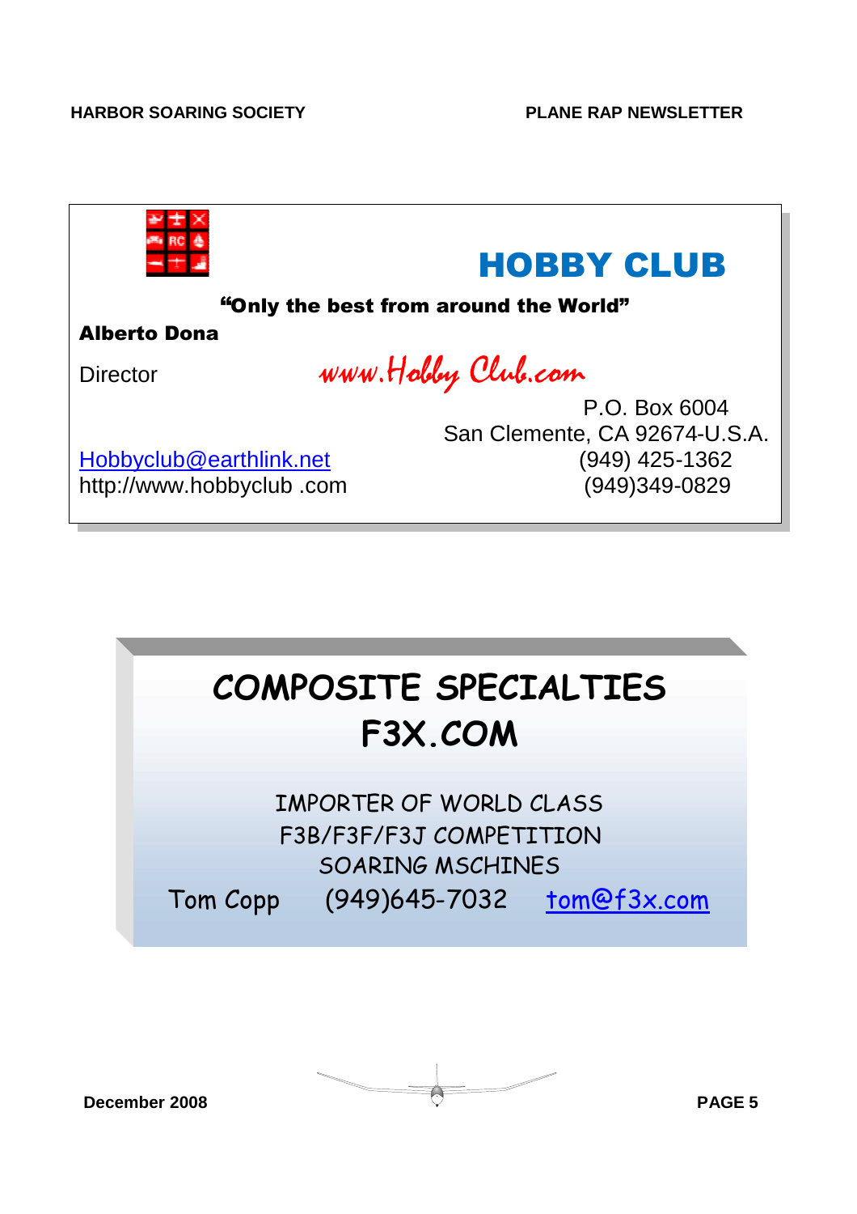## HOBBY CLUB

**"Only the best from around the World"**

**Alberto Dona**

Director

*www.Hobby Club.com*

P.O. Box 6004
San Clemente, CA 92674-U.S.A.

Hobbyclub@earthlink.net
http://www.hobbyclub .com

(949) 425-1362
(949)349-0829

## COMPOSITE SPECIALTIES
## F3X.COM

IMPORTER OF WORLD CLASS
F3B/F3F/F3J COMPETITION
SOARING MSCHINES

Tom Copp (949)645-7032 tom@f3x.com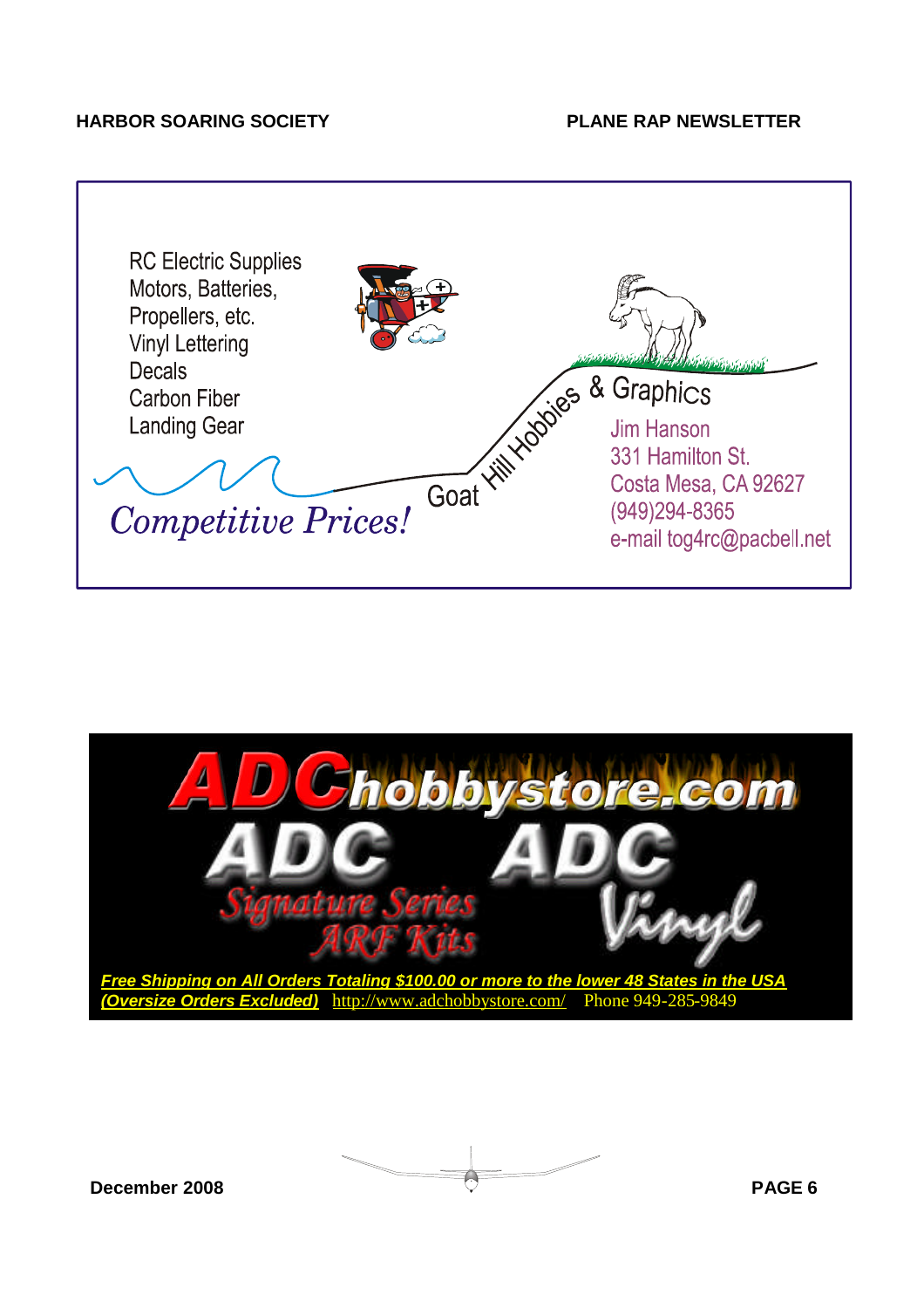RC Electric Supplies
Motors, Batteries,
Propellers, etc.
Vinyl Lettering
Decals
Carbon Fiber
Landing Gear

*Competitive Prices!*

Goat Hill Hobbies & Graphics

Jim Hanson
331 Hamilton St.
Costa Mesa, CA 92627
(949)294-8365
e-mail tog4rc@pacbell.net

**ADChobbystore.com**

**ADC** *Signature Series ARF Kits*

**ADC** *Vinyl*

***Free Shipping on All Orders Totaling $100.00 or more to the lower 48 States in the USA (Oversize Orders Excluded)*** http://www.adchobbystore.com/ Phone 949-285-9849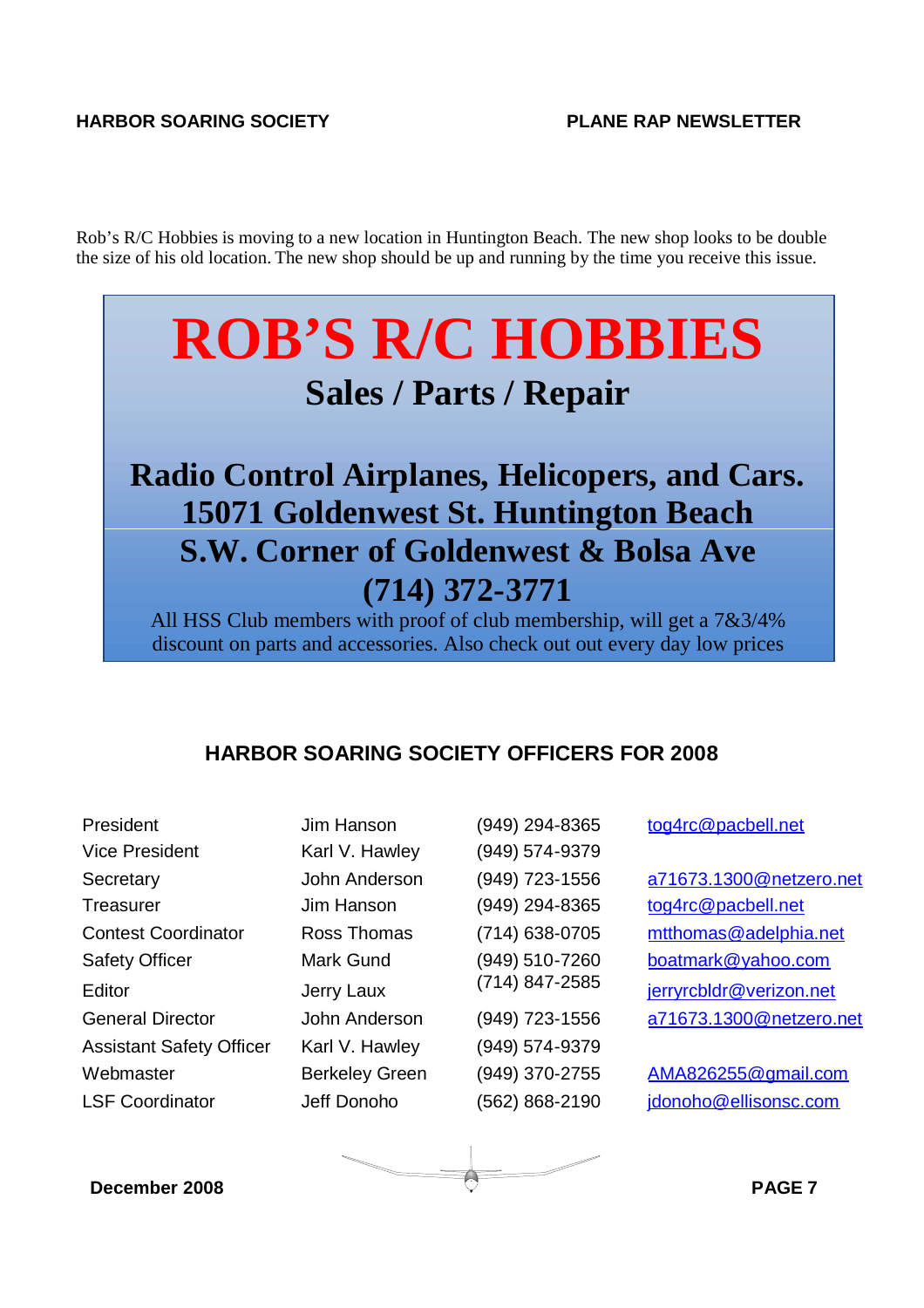Rob's R/C Hobbies is moving to a new location in Huntington Beach. The new shop looks to be double the size of his old location. The new shop should be up and running by the time you receive this issue.

# ROB'S R/C HOBBIES

## Sales / Parts / Repair

## Radio Control Airplanes, Helicopers, and Cars.
## 15071 Goldenwest St. Huntington Beach
## S.W. Corner of Goldenwest & Bolsa Ave
## (714) 372-3771

All HSS Club members with proof of club membership, will get a 7&3/4% discount on parts and accessories. Also check out out every day low prices

## HARBOR SOARING SOCIETY OFFICERS FOR 2008

| | | | |
|---|---|---|---|
| President | Jim Hanson | (949) 294-8365 | tog4rc@pacbell.net |
| Vice President | Karl V. Hawley | (949) 574-9379 | |
| Secretary | John Anderson | (949) 723-1556 | a71673.1300@netzero.net |
| Treasurer | Jim Hanson | (949) 294-8365 | tog4rc@pacbell.net |
| Contest Coordinator | Ross Thomas | (714) 638-0705 | mtthomas@adelphia.net |
| Safety Officer | Mark Gund | (949) 510-7260 | boatmark@yahoo.com |
| Editor | Jerry Laux | (714) 847-2585 | jerryrcbldr@verizon.net |
| General Director | John Anderson | (949) 723-1556 | a71673.1300@netzero.net |
| Assistant Safety Officer | Karl V. Hawley | (949) 574-9379 | |
| Webmaster | Berkeley Green | (949) 370-2755 | AMA826255@gmail.com |
| LSF Coordinator | Jeff Donoho | (562) 868-2190 | jdonoho@ellisonsc.com |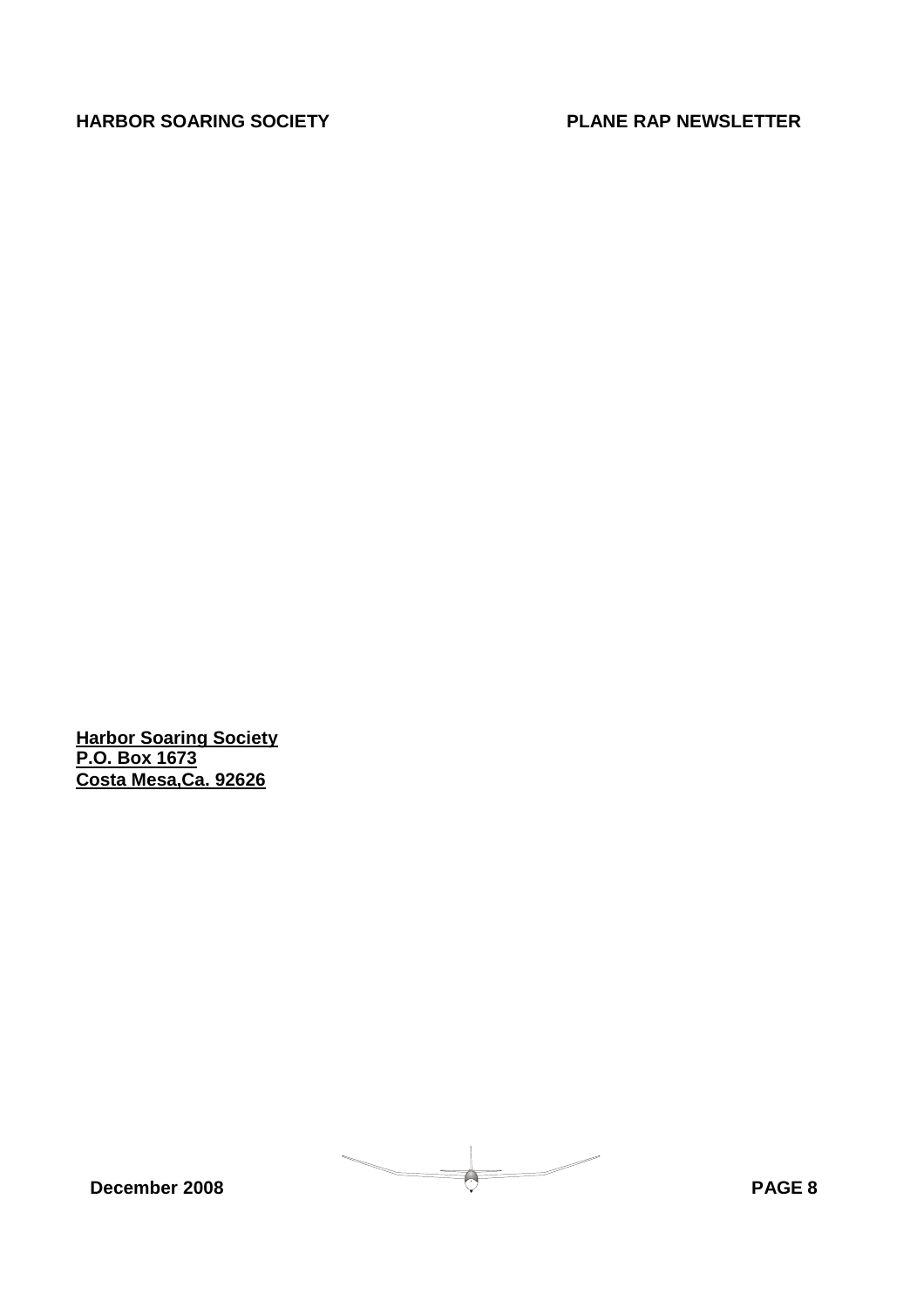**Harbor Soaring Society**
**P.O. Box 1673**
**Costa Mesa,Ca. 92626**